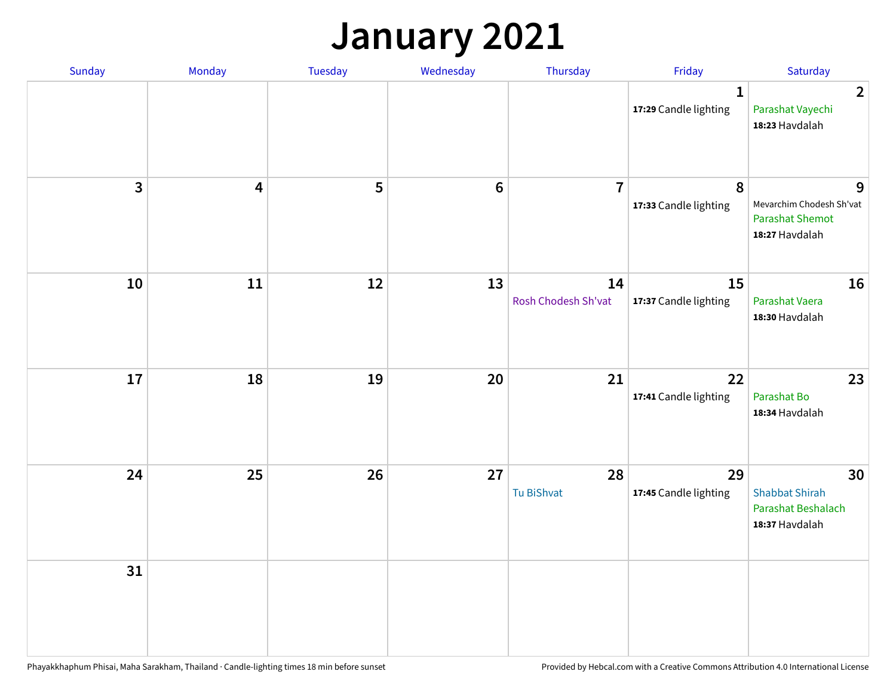# January 2021

| Sunday | Monday | Tuesday | Wednesday | Thursday | Friday | Saturday |
|---|---|---|---|---|---|---|
| | | | | | 1<br>**17:29** Candle lighting | 2<br>Parashat Vayechi<br>**18:23** Havdalah |
| 3 | 4 | 5 | 6 | 7 | 8<br>**17:33** Candle lighting | 9<br>Mevarchim Chodesh Sh'vat<br>Parashat Shemot<br>**18:27** Havdalah |
| 10 | 11 | 12 | 13 | 14<br>Rosh Chodesh Sh'vat | 15<br>**17:37** Candle lighting | 16<br>Parashat Vaera<br>**18:30** Havdalah |
| 17 | 18 | 19 | 20 | 21 | 22<br>**17:41** Candle lighting | 23<br>Parashat Bo<br>**18:34** Havdalah |
| 24 | 25 | 26 | 27 | 28<br>Tu BiShvat | 29<br>**17:45** Candle lighting | 30<br>Shabbat Shirah<br>Parashat Beshalach<br>**18:37** Havdalah |
| 31 | | | | | | |

Phayakkhaphum Phisai, Maha Sarakham, Thailand · Candle-lighting times 18 min before sunset

Provided by Hebcal.com with a Creative Commons Attribution 4.0 International License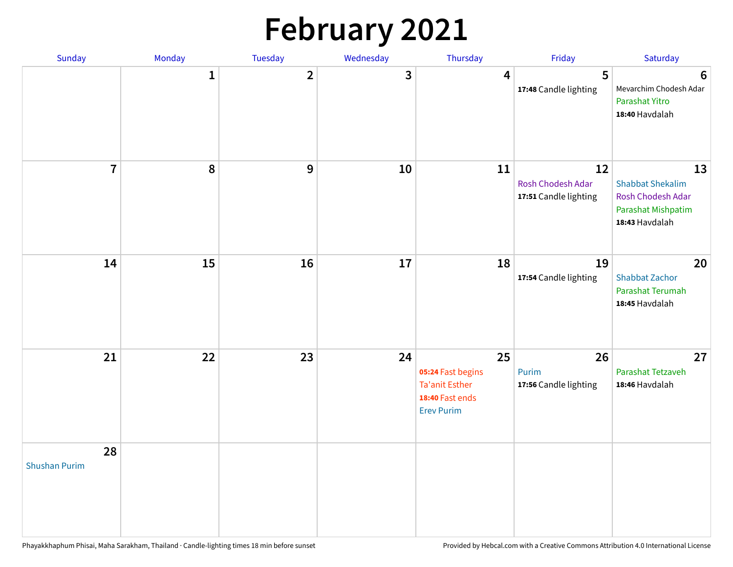# February 2021

| Sunday | Monday | Tuesday | Wednesday | Thursday | Friday | Saturday |
|---|---|---|---|---|---|---|
| | 1 | 2 | 3 | 4 | 5<br>**17:48** Candle lighting | 6<br>Mevarchim Chodesh Adar<br>Parashat Yitro<br>**18:40** Havdalah |
| 7 | 8 | 9 | 10 | 11 | 12<br>Rosh Chodesh Adar<br>**17:51** Candle lighting | 13<br>Shabbat Shekalim<br>Rosh Chodesh Adar<br>Parashat Mishpatim<br>**18:43** Havdalah |
| 14 | 15 | 16 | 17 | 18 | 19<br>**17:54** Candle lighting | 20<br>Shabbat Zachor<br>Parashat Terumah<br>**18:45** Havdalah |
| 21 | 22 | 23 | 24 | 25<br>**05:24** Fast begins<br>Ta'anit Esther<br>**18:40** Fast ends<br>Erev Purim | 26<br>Purim<br>**17:56** Candle lighting | 27<br>Parashat Tetzaveh<br>**18:46** Havdalah |
| 28<br>Shushan Purim | | | | | | |

Phayakkhaphum Phisai, Maha Sarakham, Thailand · Candle-lighting times 18 min before sunset

Provided by Hebcal.com with a Creative Commons Attribution 4.0 International License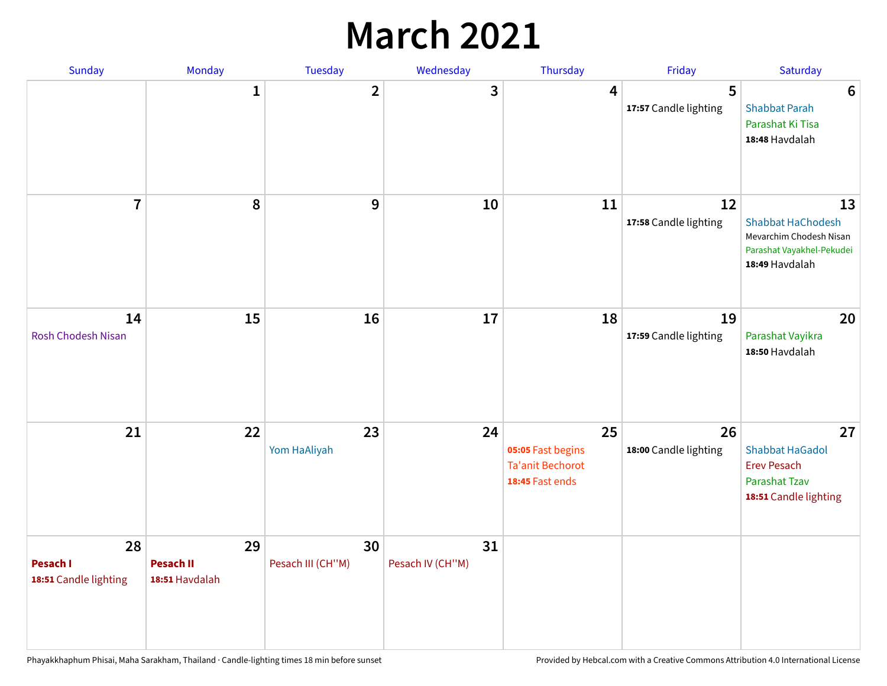# March 2021

| Sunday | Monday | Tuesday | Wednesday | Thursday | Friday | Saturday |
|---|---|---|---|---|---|---|
| | 1 | 2 | 3 | 4 | 5<br>**17:57** Candle lighting | 6<br>Shabbat Parah<br>Parashat Ki Tisa<br>**18:48** Havdalah |
| 7 | 8 | 9 | 10 | 11 | 12<br>**17:58** Candle lighting | 13<br>Shabbat HaChodesh<br>Mevarchim Chodesh Nisan<br>Parashat Vayakhel-Pekudei<br>**18:49** Havdalah |
| 14<br>Rosh Chodesh Nisan | 15 | 16 | 17 | 18 | 19<br>**17:59** Candle lighting | 20<br>Parashat Vayikra<br>**18:50** Havdalah |
| 21 | 22 | 23<br>Yom HaAliyah | 24 | 25<br>**05:05** Fast begins<br>Ta'anit Bechorot<br>**18:45** Fast ends | 26<br>**18:00** Candle lighting | 27<br>Shabbat HaGadol<br>Erev Pesach<br>Parashat Tzav<br>**18:51** Candle lighting |
| 28<br>**Pesach I**<br>**18:51** Candle lighting | 29<br>**Pesach II**<br>**18:51** Havdalah | 30<br>Pesach III (CH''M) | 31<br>Pesach IV (CH''M) | | | |

Phayakkhaphum Phisai, Maha Sarakham, Thailand · Candle-lighting times 18 min before sunset

Provided by Hebcal.com with a Creative Commons Attribution 4.0 International License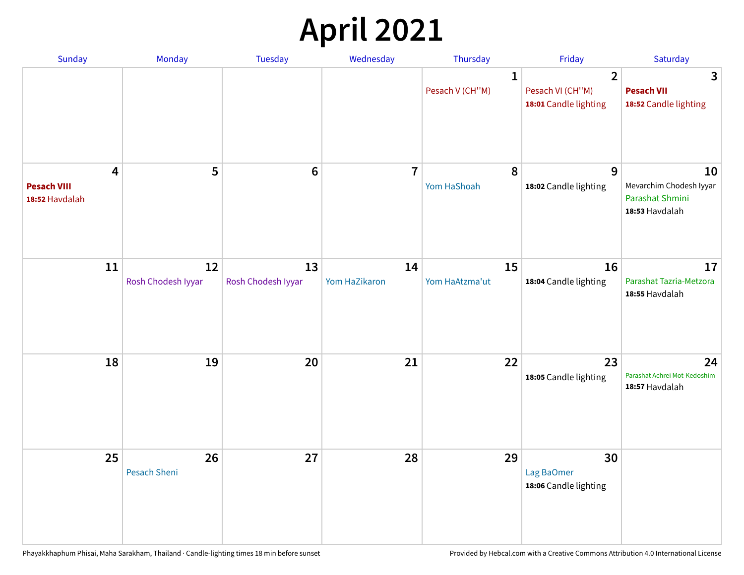# April 2021

| Sunday | Monday | Tuesday | Wednesday | Thursday | Friday | Saturday |
|---|---|---|---|---|---|---|
| | | | | 1<br>Pesach V (CH''M) | 2<br>Pesach VI (CH''M)<br>**18:01** Candle lighting | 3<br>**Pesach VII**<br>**18:52** Candle lighting |
| 4<br>**Pesach VIII**<br>**18:52** Havdalah | 5 | 6 | 7 | 8<br>Yom HaShoah | 9<br>**18:02** Candle lighting | 10<br>Mevarchim Chodesh Iyyar<br>Parashat Shmini<br>**18:53** Havdalah |
| 11 | 12<br>Rosh Chodesh Iyyar | 13<br>Rosh Chodesh Iyyar | 14<br>Yom HaZikaron | 15<br>Yom HaAtzma'ut | 16<br>**18:04** Candle lighting | 17<br>Parashat Tazria-Metzora<br>**18:55** Havdalah |
| 18 | 19 | 20 | 21 | 22 | 23<br>**18:05** Candle lighting | 24<br>Parashat Achrei Mot-Kedoshim<br>**18:57** Havdalah |
| 25 | 26<br>Pesach Sheni | 27 | 28 | 29 | 30<br>Lag BaOmer<br>**18:06** Candle lighting | |

Phayakkhaphum Phisai, Maha Sarakham, Thailand · Candle-lighting times 18 min before sunset

Provided by Hebcal.com with a Creative Commons Attribution 4.0 International License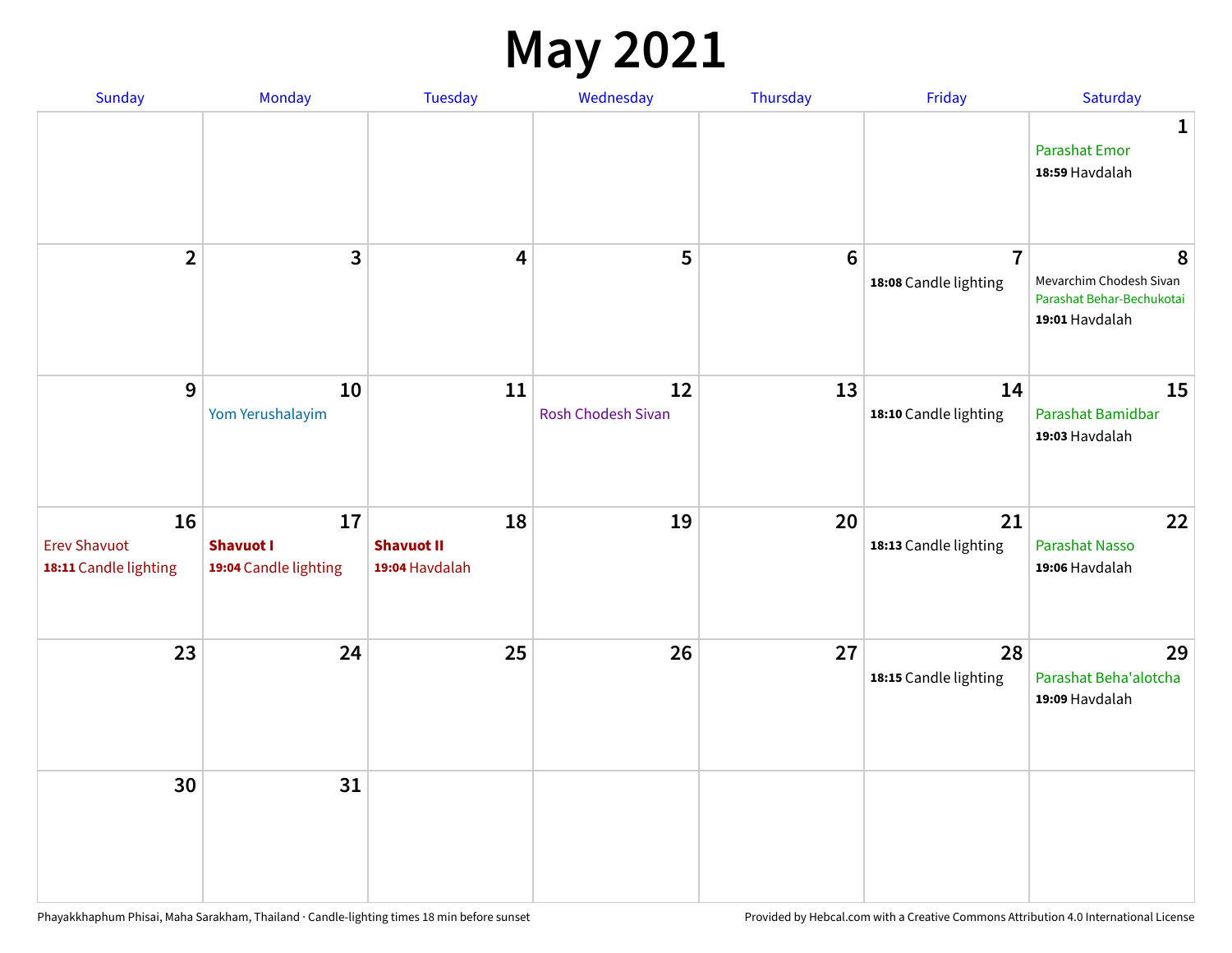# May 2021

| Sunday | Monday | Tuesday | Wednesday | Thursday | Friday | Saturday |
|---|---|---|---|---|---|---|
| | | | | | | **1**<br>Parashat Emor<br>**18:59** Havdalah |
| **2** | **3** | **4** | **5** | **6** | **7**<br>**18:08** Candle lighting | **8**<br>Mevarchim Chodesh Sivan<br>Parashat Behar-Bechukotai<br>**19:01** Havdalah |
| **9** | **10**<br>Yom Yerushalayim | **11** | **12**<br>Rosh Chodesh Sivan | **13** | **14**<br>**18:10** Candle lighting | **15**<br>Parashat Bamidbar<br>**19:03** Havdalah |
| **16**<br>Erev Shavuot<br>**18:11** Candle lighting | **17**<br>**Shavuot I**<br>**19:04** Candle lighting | **18**<br>**Shavuot II**<br>**19:04** Havdalah | **19** | **20** | **21**<br>**18:13** Candle lighting | **22**<br>Parashat Nasso<br>**19:06** Havdalah |
| **23** | **24** | **25** | **26** | **27** | **28**<br>**18:15** Candle lighting | **29**<br>Parashat Beha'alotcha<br>**19:09** Havdalah |
| **30** | **31** | | | | | |

Phayakkhaphum Phisai, Maha Sarakham, Thailand · Candle-lighting times 18 min before sunset

Provided by Hebcal.com with a Creative Commons Attribution 4.0 International License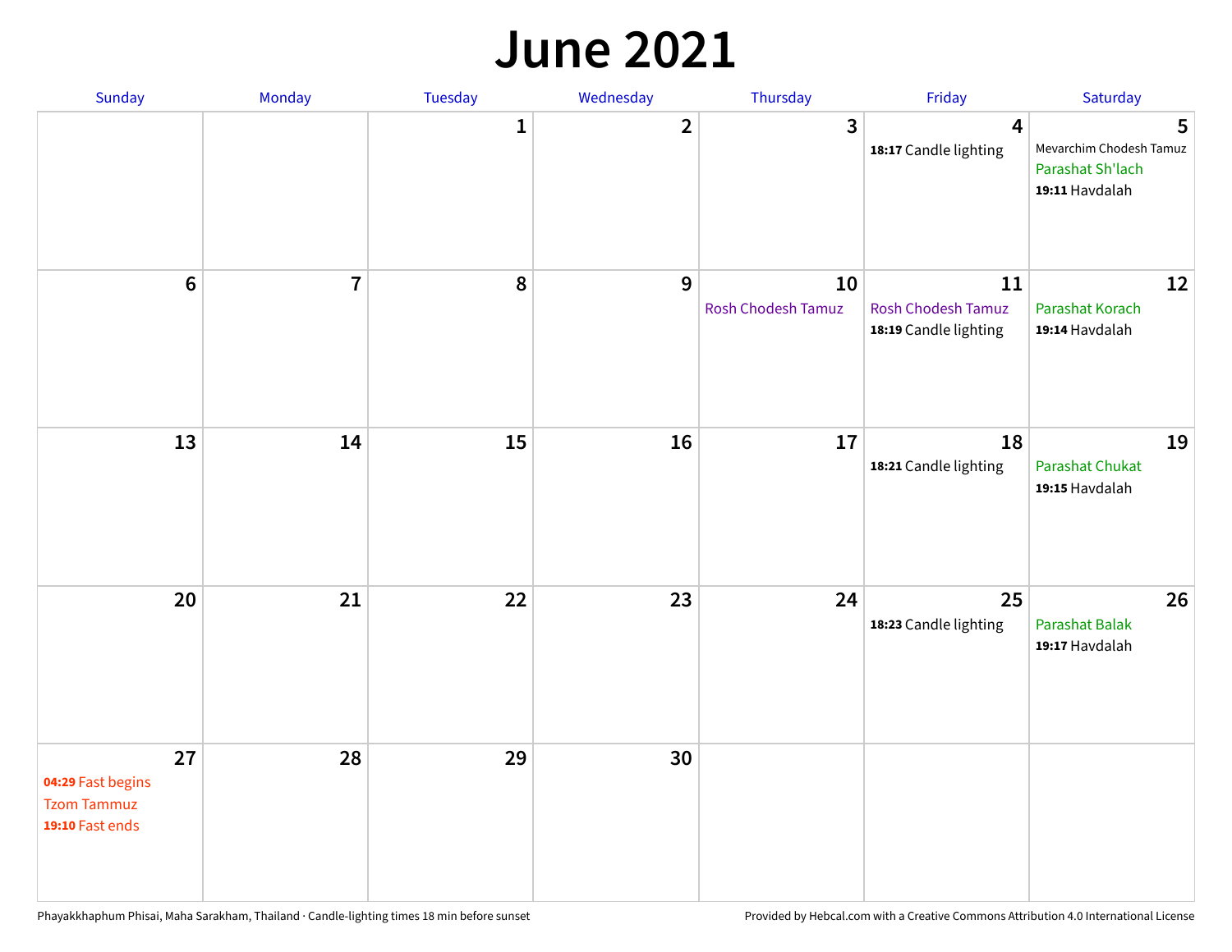# June 2021

| Sunday | Monday | Tuesday | Wednesday | Thursday | Friday | Saturday |
|---|---|---|---|---|---|---|
| | | 1 | 2 | 3 | 4<br>**18:17** Candle lighting | 5<br>Mevarchim Chodesh Tamuz<br>Parashat Sh'lach<br>**19:11** Havdalah |
| 6 | 7 | 8 | 9 | 10<br>Rosh Chodesh Tamuz | 11<br>Rosh Chodesh Tamuz<br>**18:19** Candle lighting | 12<br>Parashat Korach<br>**19:14** Havdalah |
| 13 | 14 | 15 | 16 | 17 | 18<br>**18:21** Candle lighting | 19<br>Parashat Chukat<br>**19:15** Havdalah |
| 20 | 21 | 22 | 23 | 24 | 25<br>**18:23** Candle lighting | 26<br>Parashat Balak<br>**19:17** Havdalah |
| 27<br>**04:29** Fast begins<br>Tzom Tammuz<br>**19:10** Fast ends | 28 | 29 | 30 | | | |

Phayakkhaphum Phisai, Maha Sarakham, Thailand · Candle-lighting times 18 min before sunset

Provided by Hebcal.com with a Creative Commons Attribution 4.0 International License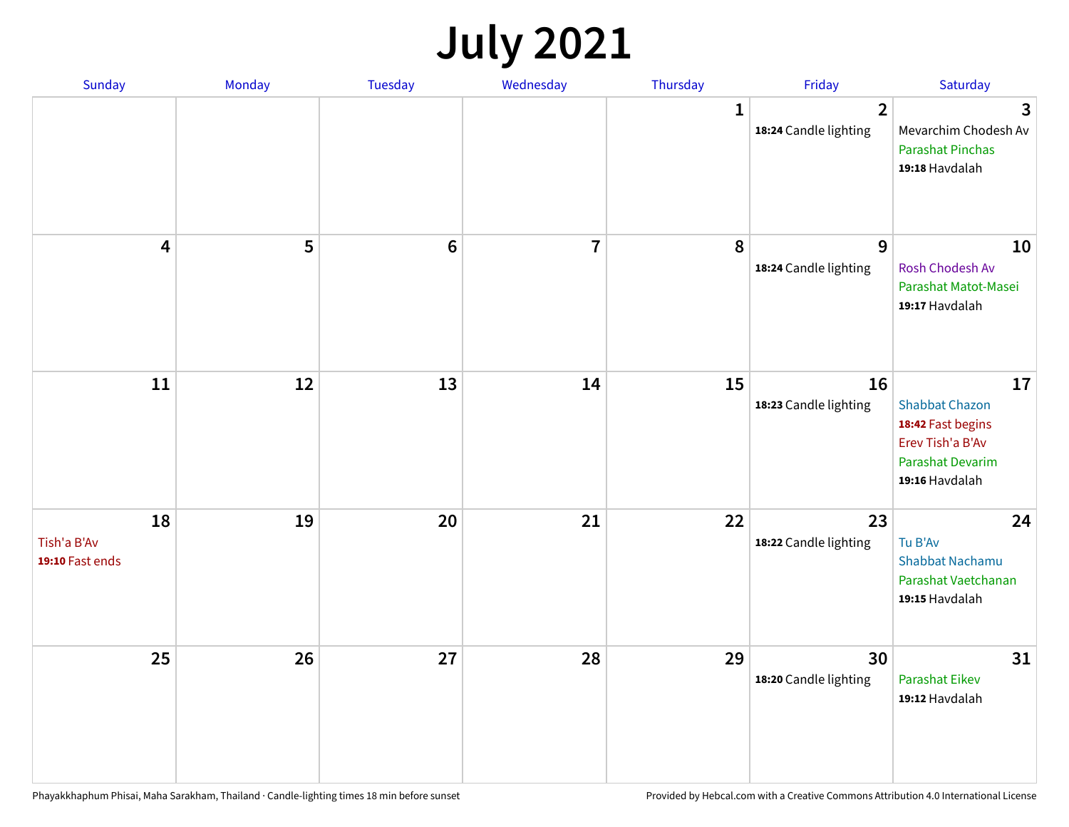# July 2021

| Sunday | Monday | Tuesday | Wednesday | Thursday | Friday | Saturday |
|---|---|---|---|---|---|---|
| | | | | 1 | 2<br>**18:24** Candle lighting | 3<br>Mevarchim Chodesh Av<br>Parashat Pinchas<br>**19:18** Havdalah |
| 4 | 5 | 6 | 7 | 8 | 9<br>**18:24** Candle lighting | 10<br>Rosh Chodesh Av<br>Parashat Matot-Masei<br>**19:17** Havdalah |
| 11 | 12 | 13 | 14 | 15 | 16<br>**18:23** Candle lighting | 17<br>Shabbat Chazon<br>**18:42** Fast begins<br>Erev Tish'a B'Av<br>Parashat Devarim<br>**19:16** Havdalah |
| 18<br>Tish'a B'Av<br>**19:10** Fast ends | 19 | 20 | 21 | 22 | 23<br>**18:22** Candle lighting | 24<br>Tu B'Av<br>Shabbat Nachamu<br>Parashat Vaetchanan<br>**19:15** Havdalah |
| 25 | 26 | 27 | 28 | 29 | 30<br>**18:20** Candle lighting | 31<br>Parashat Eikev<br>**19:12** Havdalah |

Phayakkhaphum Phisai, Maha Sarakham, Thailand · Candle-lighting times 18 min before sunset

Provided by Hebcal.com with a Creative Commons Attribution 4.0 International License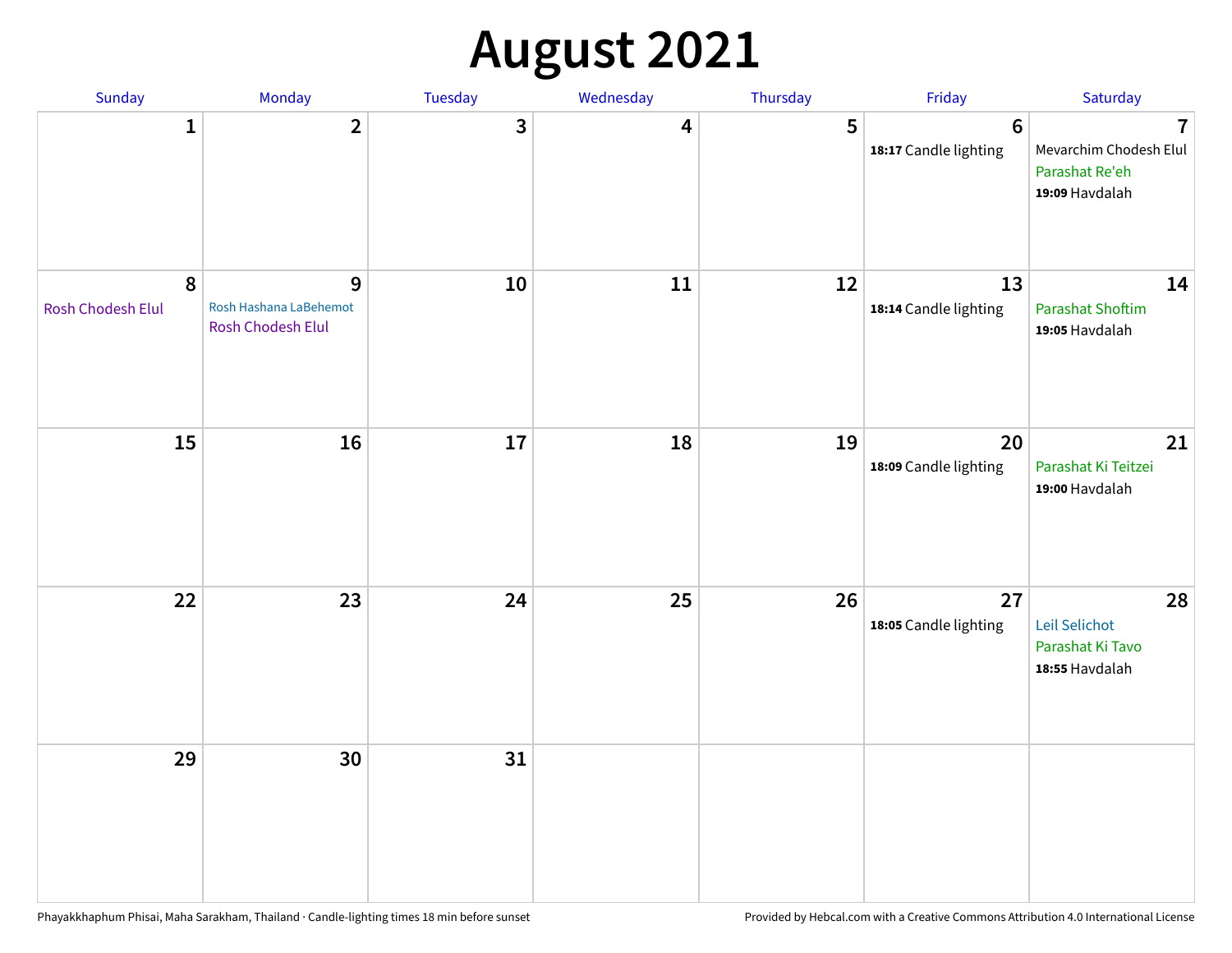# August 2021

| Sunday | Monday | Tuesday | Wednesday | Thursday | Friday | Saturday |
|---|---|---|---|---|---|---|
| 1 | 2 | 3 | 4 | 5 | 6<br>**18:17** Candle lighting | 7<br>Mevarchim Chodesh Elul<br>Parashat Re'eh<br>**19:09** Havdalah |
| 8<br>Rosh Chodesh Elul | 9<br>Rosh Hashana LaBehemot<br>Rosh Chodesh Elul | 10 | 11 | 12 | 13<br>**18:14** Candle lighting | 14<br>Parashat Shoftim<br>**19:05** Havdalah |
| 15 | 16 | 17 | 18 | 19 | 20<br>**18:09** Candle lighting | 21<br>Parashat Ki Teitzei<br>**19:00** Havdalah |
| 22 | 23 | 24 | 25 | 26 | 27<br>**18:05** Candle lighting | 28<br>Leil Selichot<br>Parashat Ki Tavo<br>**18:55** Havdalah |
| 29 | 30 | 31 | | | | |

Phayakkhaphum Phisai, Maha Sarakham, Thailand · Candle-lighting times 18 min before sunset

Provided by Hebcal.com with a Creative Commons Attribution 4.0 International License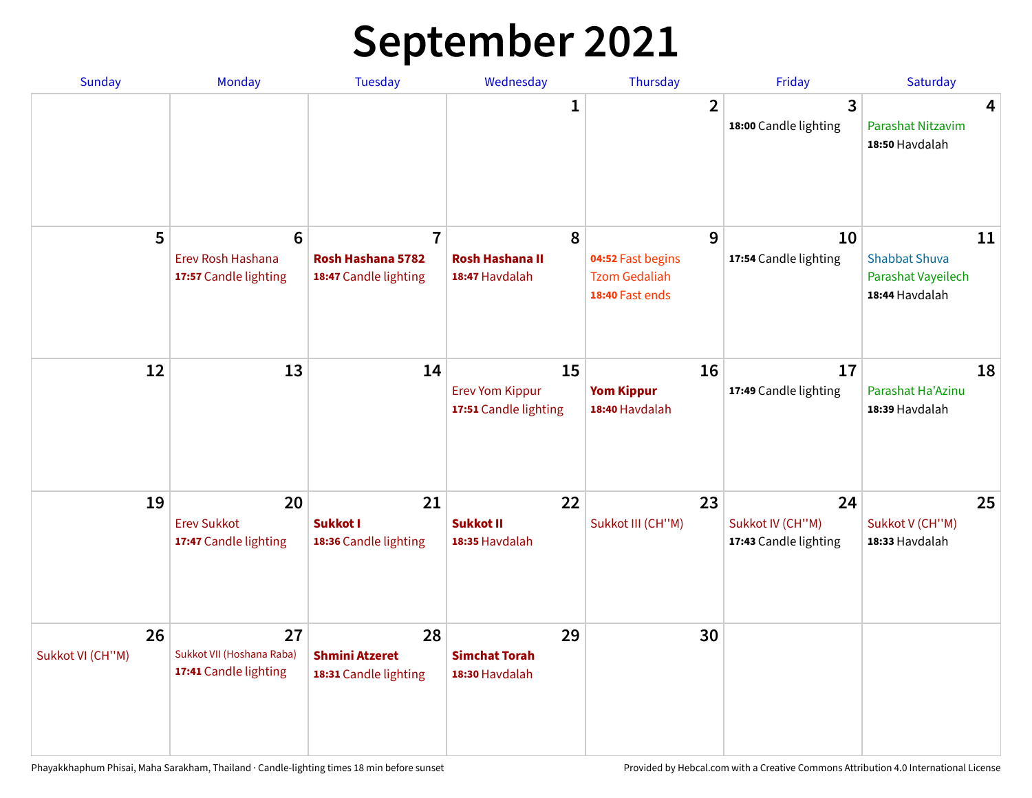# September 2021

| Sunday | Monday | Tuesday | Wednesday | Thursday | Friday | Saturday |
|---|---|---|---|---|---|---|
| | | | 1 | 2 | 3<br>**18:00** Candle lighting | 4<br>Parashat Nitzavim<br>**18:50** Havdalah |
| 5 | 6<br>Erev Rosh Hashana<br>**17:57** Candle lighting | 7<br>**Rosh Hashana 5782**<br>**18:47** Candle lighting | 8<br>**Rosh Hashana II**<br>**18:47** Havdalah | 9<br>**04:52** Fast begins<br>Tzom Gedaliah<br>**18:40** Fast ends | 10<br>**17:54** Candle lighting | 11<br>Shabbat Shuva<br>Parashat Vayeilech<br>**18:44** Havdalah |
| 12 | 13 | 14 | 15<br>Erev Yom Kippur<br>**17:51** Candle lighting | 16<br>**Yom Kippur**<br>**18:40** Havdalah | 17<br>**17:49** Candle lighting | 18<br>Parashat Ha'Azinu<br>**18:39** Havdalah |
| 19 | 20<br>Erev Sukkot<br>**17:47** Candle lighting | 21<br>**Sukkot I**<br>**18:36** Candle lighting | 22<br>**Sukkot II**<br>**18:35** Havdalah | 23<br>Sukkot III (CH''M) | 24<br>Sukkot IV (CH''M)<br>**17:43** Candle lighting | 25<br>Sukkot V (CH''M)<br>**18:33** Havdalah |
| 26<br>Sukkot VI (CH''M) | 27<br>Sukkot VII (Hoshana Raba)<br>**17:41** Candle lighting | 28<br>**Shmini Atzeret**<br>**18:31** Candle lighting | 29<br>**Simchat Torah**<br>**18:30** Havdalah | 30 | | |

Phayakkhaphum Phisai, Maha Sarakham, Thailand · Candle-lighting times 18 min before sunset

Provided by Hebcal.com with a Creative Commons Attribution 4.0 International License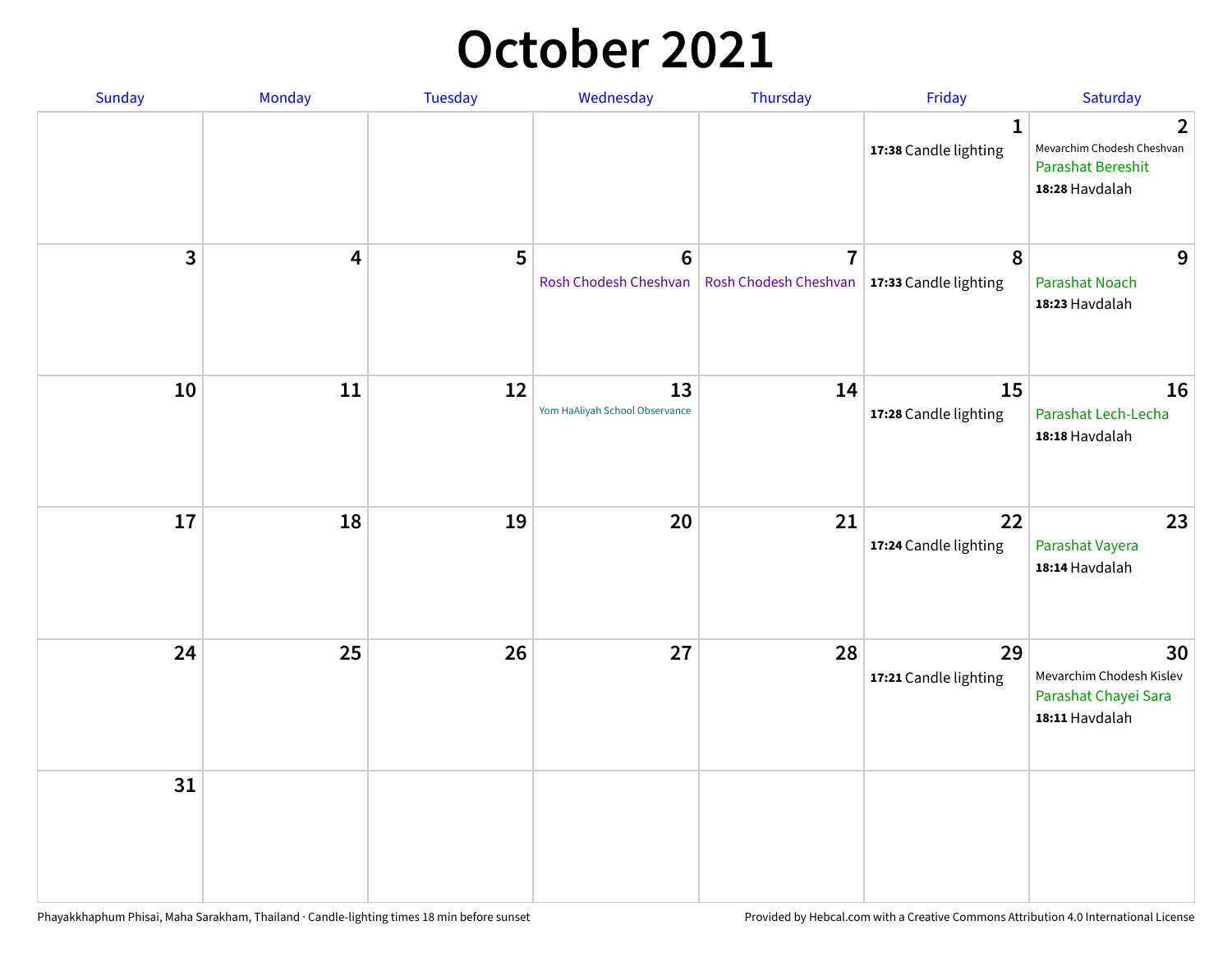# October 2021

| Sunday | Monday | Tuesday | Wednesday | Thursday | Friday | Saturday |
|---|---|---|---|---|---|---|
| | | | | | 1<br>**17:38** Candle lighting | 2<br>Mevarchim Chodesh Cheshvan<br>Parashat Bereshit<br>**18:28** Havdalah |
| 3 | 4 | 5 | 6<br>Rosh Chodesh Cheshvan | 7<br>Rosh Chodesh Cheshvan | 8<br>**17:33** Candle lighting | 9<br>Parashat Noach<br>**18:23** Havdalah |
| 10 | 11 | 12 | 13<br>Yom HaAliyah School Observance | 14 | 15<br>**17:28** Candle lighting | 16<br>Parashat Lech-Lecha<br>**18:18** Havdalah |
| 17 | 18 | 19 | 20 | 21 | 22<br>**17:24** Candle lighting | 23<br>Parashat Vayera<br>**18:14** Havdalah |
| 24 | 25 | 26 | 27 | 28 | 29<br>**17:21** Candle lighting | 30<br>Mevarchim Chodesh Kislev<br>Parashat Chayei Sara<br>**18:11** Havdalah |
| 31 | | | | | | |

Phayakkhaphum Phisai, Maha Sarakham, Thailand · Candle-lighting times 18 min before sunset

Provided by Hebcal.com with a Creative Commons Attribution 4.0 International License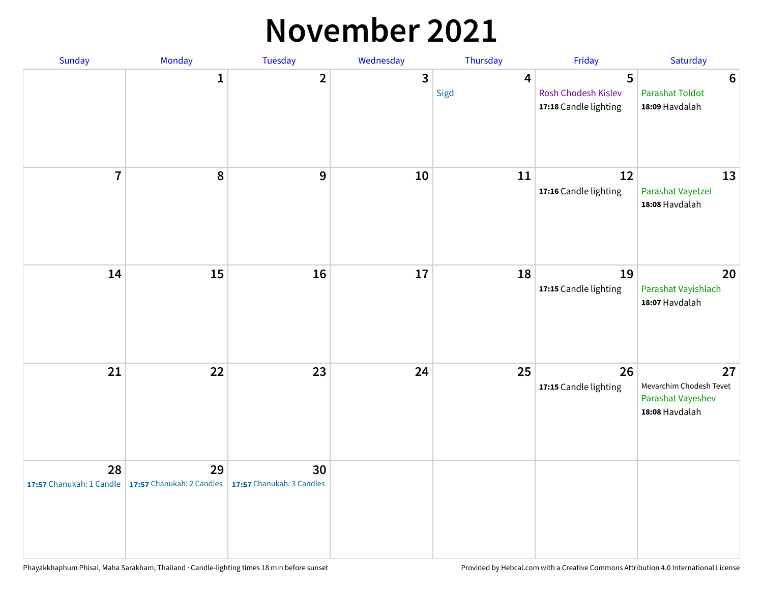# November 2021

| Sunday | Monday | Tuesday | Wednesday | Thursday | Friday | Saturday |
|---|---|---|---|---|---|---|
| | 1 | 2 | 3 | 4<br>Sigd | 5<br>Rosh Chodesh Kislev<br>**17:18** Candle lighting | 6<br>Parashat Toldot<br>**18:09** Havdalah |
| 7 | 8 | 9 | 10 | 11 | 12<br>**17:16** Candle lighting | 13<br>Parashat Vayetzei<br>**18:08** Havdalah |
| 14 | 15 | 16 | 17 | 18 | 19<br>**17:15** Candle lighting | 20<br>Parashat Vayishlach<br>**18:07** Havdalah |
| 21 | 22 | 23 | 24 | 25 | 26<br>**17:15** Candle lighting | 27<br>Mevarchim Chodesh Tevet<br>Parashat Vayeshev<br>**18:08** Havdalah |
| 28<br>**17:57** Chanukah: 1 Candle | 29<br>**17:57** Chanukah: 2 Candles | 30<br>**17:57** Chanukah: 3 Candles | | | | |

Phayakkhaphum Phisai, Maha Sarakham, Thailand · Candle-lighting times 18 min before sunset

Provided by Hebcal.com with a Creative Commons Attribution 4.0 International License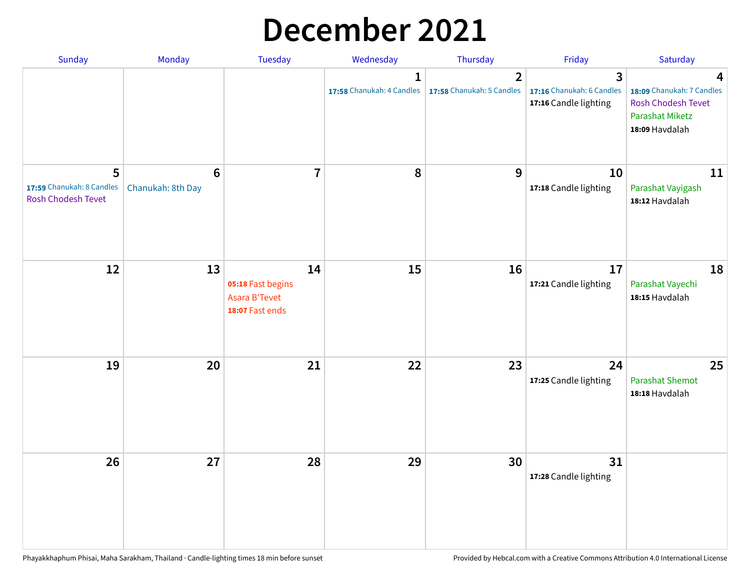# December 2021

| Sunday | Monday | Tuesday | Wednesday | Thursday | Friday | Saturday |
|---|---|---|---|---|---|---|
| | | | 1<br>**17:58** Chanukah: 4 Candles | 2<br>**17:58** Chanukah: 5 Candles | 3<br>**17:16** Chanukah: 6 Candles<br>**17:16** Candle lighting | 4<br>**18:09** Chanukah: 7 Candles<br>Rosh Chodesh Tevet<br>Parashat Miketz<br>**18:09** Havdalah |
| 5<br>**17:59** Chanukah: 8 Candles<br>Rosh Chodesh Tevet | 6<br>Chanukah: 8th Day | 7 | 8 | 9 | 10<br>**17:18** Candle lighting | 11<br>Parashat Vayigash<br>**18:12** Havdalah |
| 12 | 13 | 14<br>**05:18** Fast begins<br>Asara B'Tevet<br>**18:07** Fast ends | 15 | 16 | 17<br>**17:21** Candle lighting | 18<br>Parashat Vayechi<br>**18:15** Havdalah |
| 19 | 20 | 21 | 22 | 23 | 24<br>**17:25** Candle lighting | 25<br>Parashat Shemot<br>**18:18** Havdalah |
| 26 | 27 | 28 | 29 | 30 | 31<br>**17:28** Candle lighting | |

Phayakkhaphum Phisai, Maha Sarakham, Thailand · Candle-lighting times 18 min before sunset

Provided by Hebcal.com with a Creative Commons Attribution 4.0 International License